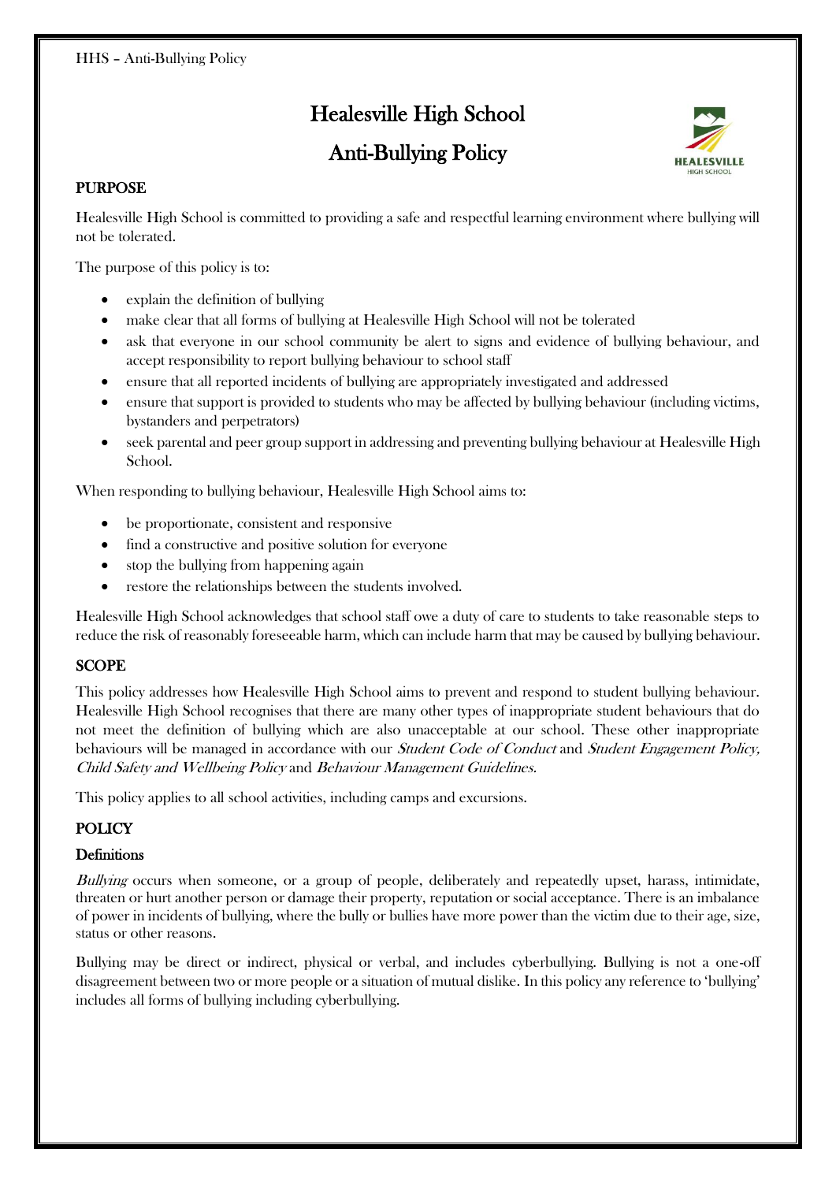# Healesville High School

# Anti-Bullying Policy

## PURPOSE

Healesville High School is committed to providing a safe and respectful learning environment where bullying will not be tolerated.

The purpose of this policy is to:

- explain the definition of bullying
- make clear that all forms of bullying at Healesville High School will not be tolerated
- ask that everyone in our school community be alert to signs and evidence of bullying behaviour, and accept responsibility to report bullying behaviour to school staff
- ensure that all reported incidents of bullying are appropriately investigated and addressed
- ensure that support is provided to students who may be affected by bullying behaviour (including victims, bystanders and perpetrators)
- seek parental and peer group support in addressing and preventing bullying behaviour at Healesville High School.

When responding to bullying behaviour, Healesville High School aims to:

- be proportionate, consistent and responsive
- find a constructive and positive solution for everyone
- stop the bullying from happening again
- restore the relationships between the students involved.

Healesville High School acknowledges that school staff owe a duty of care to students to take reasonable steps to reduce the risk of reasonably foreseeable harm, which can include harm that may be caused by bullying behaviour.

## SCOPE

This policy addresses how Healesville High School aims to prevent and respond to student bullying behaviour. Healesville High School recognises that there are many other types of inappropriate student behaviours that do not meet the definition of bullying which are also unacceptable at our school. These other inappropriate behaviours will be managed in accordance with our *Student Code of Conduct* and *Student Engagement Policy, Child Safety and Wellbeing Policy* and *Behaviour Management Guidelines.*

This policy applies to all school activities, including camps and excursions.

## POLICY

### Definitions

*Bullying* occurs when someone, or a group of people, deliberately and repeatedly upset, harass, intimidate, threaten or hurt another person or damage their property, reputation or social acceptance. There is an imbalance of power in incidents of bullying, where the bully or bullies have more power than the victim due to their age, size, status or other reasons.

Bullying may be direct or indirect, physical or verbal, and includes cyberbullying. Bullying is not a one-off disagreement between two or more people or a situation of mutual dislike. In this policy any reference to 'bullying' includes all forms of bullying including cyberbullying.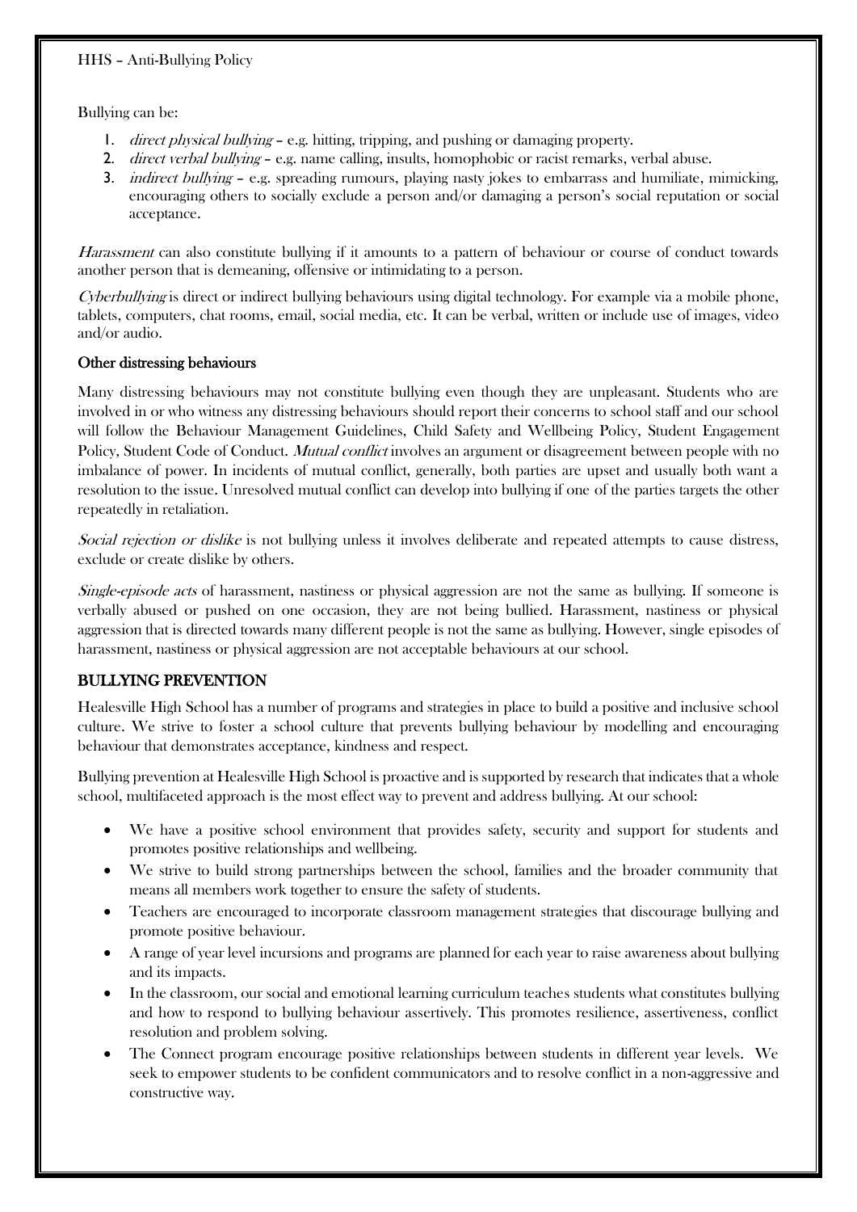Bullying can be:

1. *direct physical bullying* – e.g. hitting, tripping, and pushing or damaging property.
2. *direct verbal bullying* – e.g. name calling, insults, homophobic or racist remarks, verbal abuse.
3. *indirect bullying* – e.g. spreading rumours, playing nasty jokes to embarrass and humiliate, mimicking, encouraging others to socially exclude a person and/or damaging a person's social reputation or social acceptance.

*Harassment* can also constitute bullying if it amounts to a pattern of behaviour or course of conduct towards another person that is demeaning, offensive or intimidating to a person.

*Cyberbullying* is direct or indirect bullying behaviours using digital technology. For example via a mobile phone, tablets, computers, chat rooms, email, social media, etc. It can be verbal, written or include use of images, video and/or audio.

### Other distressing behaviours

Many distressing behaviours may not constitute bullying even though they are unpleasant. Students who are involved in or who witness any distressing behaviours should report their concerns to school staff and our school will follow the Behaviour Management Guidelines, Child Safety and Wellbeing Policy, Student Engagement Policy, Student Code of Conduct. *Mutual conflict* involves an argument or disagreement between people with no imbalance of power. In incidents of mutual conflict, generally, both parties are upset and usually both want a resolution to the issue. Unresolved mutual conflict can develop into bullying if one of the parties targets the other repeatedly in retaliation.

*Social rejection or dislike* is not bullying unless it involves deliberate and repeated attempts to cause distress, exclude or create dislike by others.

*Single-episode acts* of harassment, nastiness or physical aggression are not the same as bullying. If someone is verbally abused or pushed on one occasion, they are not being bullied. Harassment, nastiness or physical aggression that is directed towards many different people is not the same as bullying. However, single episodes of harassment, nastiness or physical aggression are not acceptable behaviours at our school.

## BULLYING PREVENTION

Healesville High School has a number of programs and strategies in place to build a positive and inclusive school culture. We strive to foster a school culture that prevents bullying behaviour by modelling and encouraging behaviour that demonstrates acceptance, kindness and respect.

Bullying prevention at Healesville High School is proactive and is supported by research that indicates that a whole school, multifaceted approach is the most effect way to prevent and address bullying. At our school:

- We have a positive school environment that provides safety, security and support for students and promotes positive relationships and wellbeing.
- We strive to build strong partnerships between the school, families and the broader community that means all members work together to ensure the safety of students.
- Teachers are encouraged to incorporate classroom management strategies that discourage bullying and promote positive behaviour.
- A range of year level incursions and programs are planned for each year to raise awareness about bullying and its impacts.
- In the classroom, our social and emotional learning curriculum teaches students what constitutes bullying and how to respond to bullying behaviour assertively. This promotes resilience, assertiveness, conflict resolution and problem solving.
- The Connect program encourage positive relationships between students in different year levels. We seek to empower students to be confident communicators and to resolve conflict in a non-aggressive and constructive way.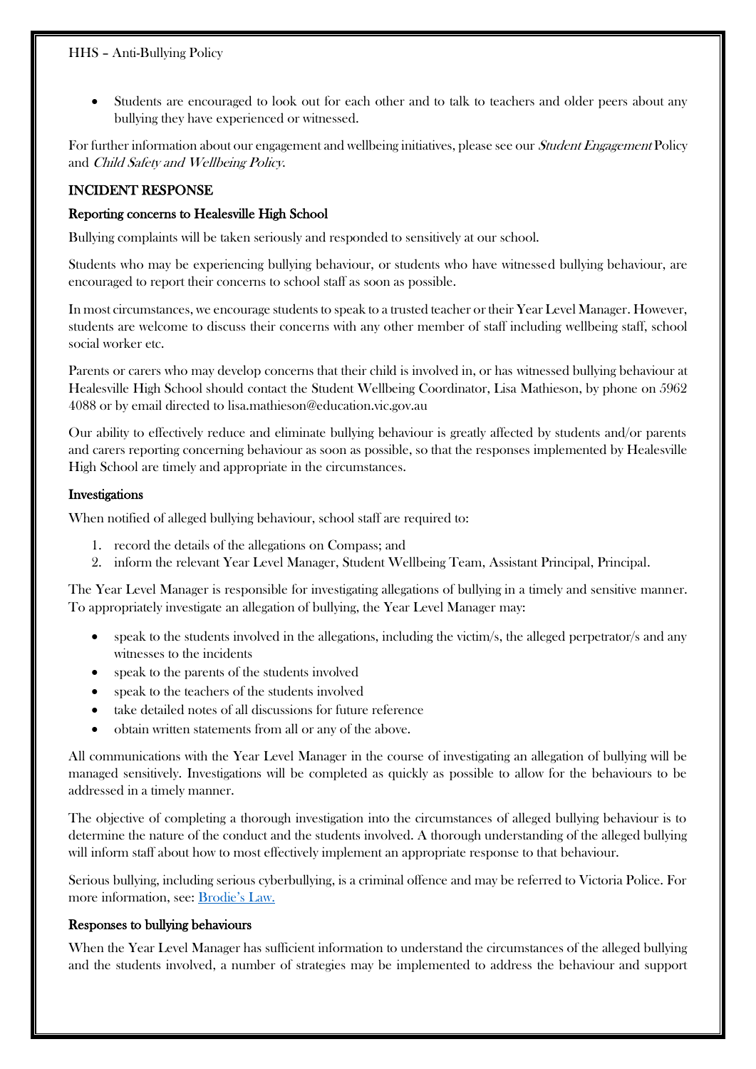- Students are encouraged to look out for each other and to talk to teachers and older peers about any bullying they have experienced or witnessed.

For further information about our engagement and wellbeing initiatives, please see our *Student Engagement* Policy and *Child Safety and Wellbeing Policy*.

## INCIDENT RESPONSE

### Reporting concerns to Healesville High School

Bullying complaints will be taken seriously and responded to sensitively at our school.

Students who may be experiencing bullying behaviour, or students who have witnessed bullying behaviour, are encouraged to report their concerns to school staff as soon as possible.

In most circumstances, we encourage students to speak to a trusted teacher or their Year Level Manager. However, students are welcome to discuss their concerns with any other member of staff including wellbeing staff, school social worker etc.

Parents or carers who may develop concerns that their child is involved in, or has witnessed bullying behaviour at Healesville High School should contact the Student Wellbeing Coordinator, Lisa Mathieson, by phone on 5962 4088 or by email directed to lisa.mathieson@education.vic.gov.au

Our ability to effectively reduce and eliminate bullying behaviour is greatly affected by students and/or parents and carers reporting concerning behaviour as soon as possible, so that the responses implemented by Healesville High School are timely and appropriate in the circumstances.

### Investigations

When notified of alleged bullying behaviour, school staff are required to:

1. record the details of the allegations on Compass; and
2. inform the relevant Year Level Manager, Student Wellbeing Team, Assistant Principal, Principal.

The Year Level Manager is responsible for investigating allegations of bullying in a timely and sensitive manner. To appropriately investigate an allegation of bullying, the Year Level Manager may:

- speak to the students involved in the allegations, including the victim/s, the alleged perpetrator/s and any witnesses to the incidents
- speak to the parents of the students involved
- speak to the teachers of the students involved
- take detailed notes of all discussions for future reference
- obtain written statements from all or any of the above.

All communications with the Year Level Manager in the course of investigating an allegation of bullying will be managed sensitively. Investigations will be completed as quickly as possible to allow for the behaviours to be addressed in a timely manner.

The objective of completing a thorough investigation into the circumstances of alleged bullying behaviour is to determine the nature of the conduct and the students involved. A thorough understanding of the alleged bullying will inform staff about how to most effectively implement an appropriate response to that behaviour.

Serious bullying, including serious cyberbullying, is a criminal offence and may be referred to Victoria Police. For more information, see: [Brodie's Law.](Brodie's Law)

### Responses to bullying behaviours

When the Year Level Manager has sufficient information to understand the circumstances of the alleged bullying and the students involved, a number of strategies may be implemented to address the behaviour and support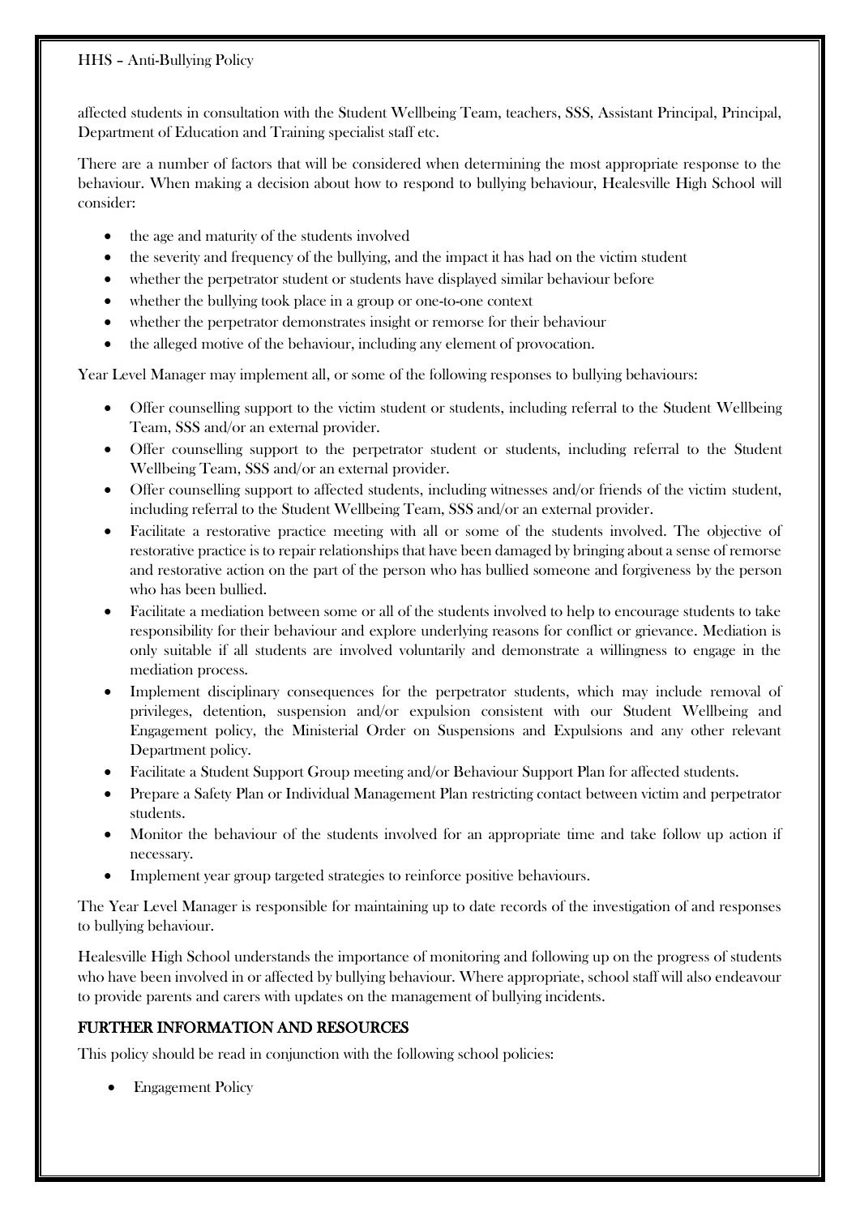affected students in consultation with the Student Wellbeing Team, teachers, SSS, Assistant Principal, Principal, Department of Education and Training specialist staff etc.

There are a number of factors that will be considered when determining the most appropriate response to the behaviour. When making a decision about how to respond to bullying behaviour, Healesville High School will consider:

- the age and maturity of the students involved
- the severity and frequency of the bullying, and the impact it has had on the victim student
- whether the perpetrator student or students have displayed similar behaviour before
- whether the bullying took place in a group or one-to-one context
- whether the perpetrator demonstrates insight or remorse for their behaviour
- the alleged motive of the behaviour, including any element of provocation.

Year Level Manager may implement all, or some of the following responses to bullying behaviours:

- Offer counselling support to the victim student or students, including referral to the Student Wellbeing Team, SSS and/or an external provider.
- Offer counselling support to the perpetrator student or students, including referral to the Student Wellbeing Team, SSS and/or an external provider.
- Offer counselling support to affected students, including witnesses and/or friends of the victim student, including referral to the Student Wellbeing Team, SSS and/or an external provider.
- Facilitate a restorative practice meeting with all or some of the students involved. The objective of restorative practice is to repair relationships that have been damaged by bringing about a sense of remorse and restorative action on the part of the person who has bullied someone and forgiveness by the person who has been bullied.
- Facilitate a mediation between some or all of the students involved to help to encourage students to take responsibility for their behaviour and explore underlying reasons for conflict or grievance. Mediation is only suitable if all students are involved voluntarily and demonstrate a willingness to engage in the mediation process.
- Implement disciplinary consequences for the perpetrator students, which may include removal of privileges, detention, suspension and/or expulsion consistent with our Student Wellbeing and Engagement policy, the Ministerial Order on Suspensions and Expulsions and any other relevant Department policy.
- Facilitate a Student Support Group meeting and/or Behaviour Support Plan for affected students.
- Prepare a Safety Plan or Individual Management Plan restricting contact between victim and perpetrator students.
- Monitor the behaviour of the students involved for an appropriate time and take follow up action if necessary.
- Implement year group targeted strategies to reinforce positive behaviours.

The Year Level Manager is responsible for maintaining up to date records of the investigation of and responses to bullying behaviour.

Healesville High School understands the importance of monitoring and following up on the progress of students who have been involved in or affected by bullying behaviour. Where appropriate, school staff will also endeavour to provide parents and carers with updates on the management of bullying incidents.

## FURTHER INFORMATION AND RESOURCES

This policy should be read in conjunction with the following school policies:

- Engagement Policy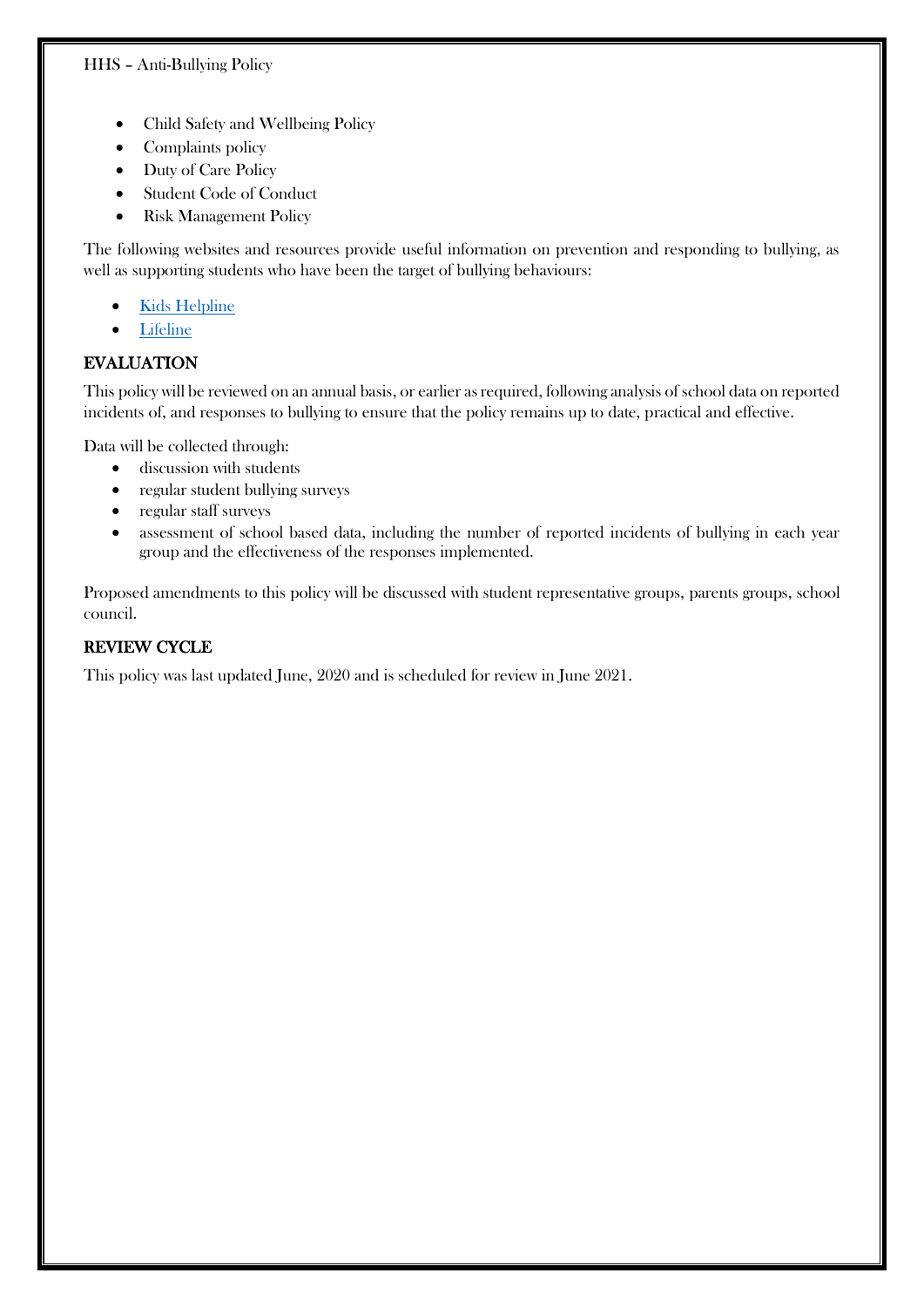- Child Safety and Wellbeing Policy
- Complaints policy
- Duty of Care Policy
- Student Code of Conduct
- Risk Management Policy

The following websites and resources provide useful information on prevention and responding to bullying, as well as supporting students who have been the target of bullying behaviours:

- Kids Helpline
- Lifeline

## EVALUATION

This policy will be reviewed on an annual basis, or earlier as required, following analysis of school data on reported incidents of, and responses to bullying to ensure that the policy remains up to date, practical and effective.

Data will be collected through:

- discussion with students
- regular student bullying surveys
- regular staff surveys
- assessment of school based data, including the number of reported incidents of bullying in each year group and the effectiveness of the responses implemented.

Proposed amendments to this policy will be discussed with student representative groups, parents groups, school council.

## REVIEW CYCLE

This policy was last updated June, 2020 and is scheduled for review in June 2021.